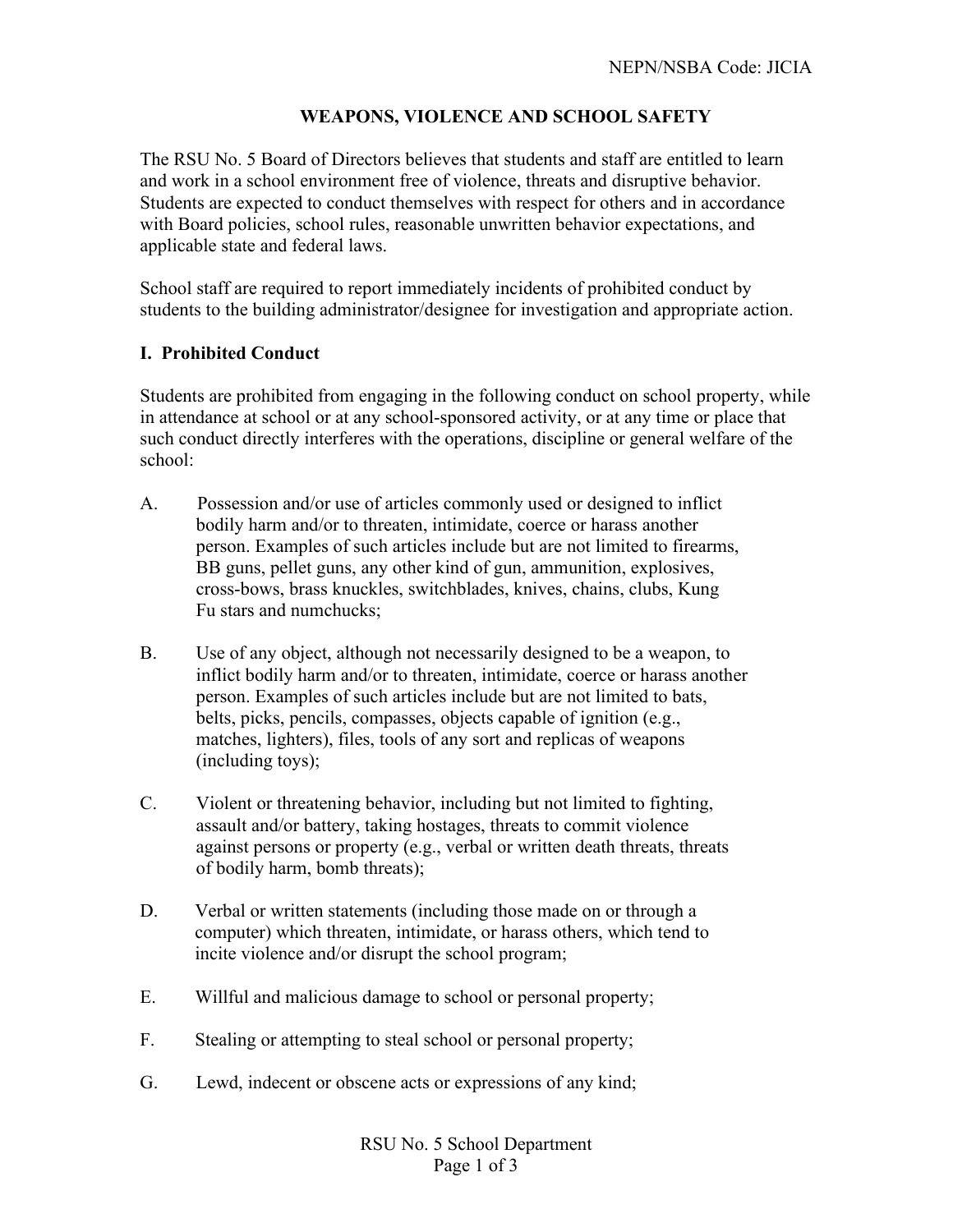NEPN/NSBA Code: JICIA

# WEAPONS, VIOLENCE AND SCHOOL SAFETY

The RSU No. 5 Board of Directors believes that students and staff are entitled to learn and work in a school environment free of violence, threats and disruptive behavior. Students are expected to conduct themselves with respect for others and in accordance with Board policies, school rules, reasonable unwritten behavior expectations, and applicable state and federal laws.

School staff are required to report immediately incidents of prohibited conduct by students to the building administrator/designee for investigation and appropriate action.

## I. Prohibited Conduct

Students are prohibited from engaging in the following conduct on school property, while in attendance at school or at any school-sponsored activity, or at any time or place that such conduct directly interferes with the operations, discipline or general welfare of the school:

A. Possession and/or use of articles commonly used or designed to inflict bodily harm and/or to threaten, intimidate, coerce or harass another person. Examples of such articles include but are not limited to firearms, BB guns, pellet guns, any other kind of gun, ammunition, explosives, cross-bows, brass knuckles, switchblades, knives, chains, clubs, Kung Fu stars and numchucks;

B. Use of any object, although not necessarily designed to be a weapon, to inflict bodily harm and/or to threaten, intimidate, coerce or harass another person. Examples of such articles include but are not limited to bats, belts, picks, pencils, compasses, objects capable of ignition (e.g., matches, lighters), files, tools of any sort and replicas of weapons (including toys);

C. Violent or threatening behavior, including but not limited to fighting, assault and/or battery, taking hostages, threats to commit violence against persons or property (e.g., verbal or written death threats, threats of bodily harm, bomb threats);

D. Verbal or written statements (including those made on or through a computer) which threaten, intimidate, or harass others, which tend to incite violence and/or disrupt the school program;

E. Willful and malicious damage to school or personal property;

F. Stealing or attempting to steal school or personal property;

G. Lewd, indecent or obscene acts or expressions of any kind;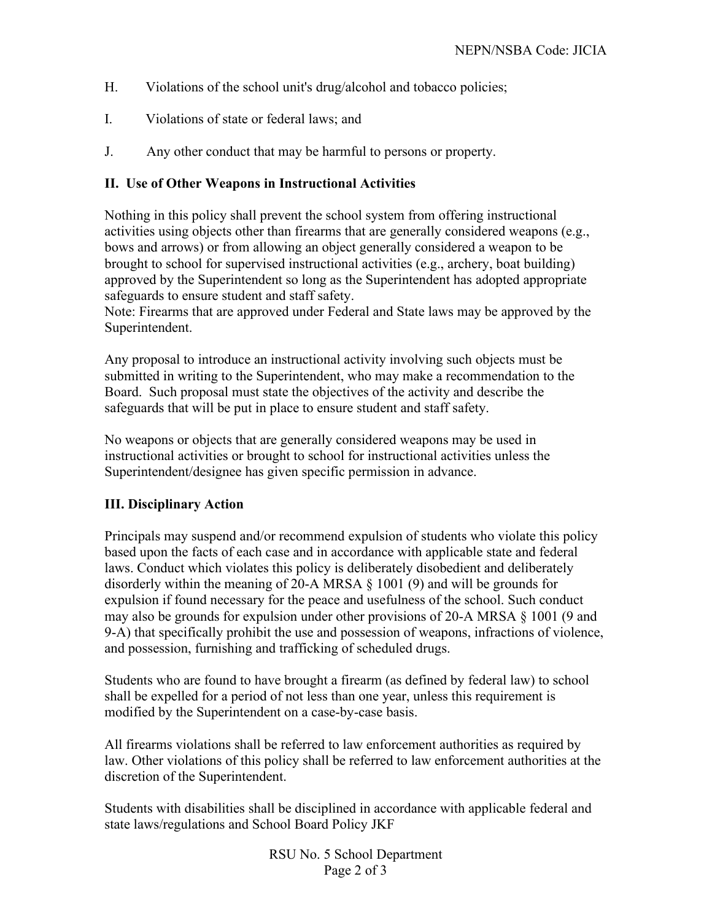H. Violations of the school unit's drug/alcohol and tobacco policies;

I. Violations of state or federal laws; and

J. Any other conduct that may be harmful to persons or property.

## II. Use of Other Weapons in Instructional Activities

Nothing in this policy shall prevent the school system from offering instructional activities using objects other than firearms that are generally considered weapons (e.g., bows and arrows) or from allowing an object generally considered a weapon to be brought to school for supervised instructional activities (e.g., archery, boat building) approved by the Superintendent so long as the Superintendent has adopted appropriate safeguards to ensure student and staff safety.
Note: Firearms that are approved under Federal and State laws may be approved by the Superintendent.

Any proposal to introduce an instructional activity involving such objects must be submitted in writing to the Superintendent, who may make a recommendation to the Board. Such proposal must state the objectives of the activity and describe the safeguards that will be put in place to ensure student and staff safety.

No weapons or objects that are generally considered weapons may be used in instructional activities or brought to school for instructional activities unless the Superintendent/designee has given specific permission in advance.

## III. Disciplinary Action

Principals may suspend and/or recommend expulsion of students who violate this policy based upon the facts of each case and in accordance with applicable state and federal laws. Conduct which violates this policy is deliberately disobedient and deliberately disorderly within the meaning of 20-A MRSA § 1001 (9) and will be grounds for expulsion if found necessary for the peace and usefulness of the school. Such conduct may also be grounds for expulsion under other provisions of 20-A MRSA § 1001 (9 and 9-A) that specifically prohibit the use and possession of weapons, infractions of violence, and possession, furnishing and trafficking of scheduled drugs.

Students who are found to have brought a firearm (as defined by federal law) to school shall be expelled for a period of not less than one year, unless this requirement is modified by the Superintendent on a case-by-case basis.

All firearms violations shall be referred to law enforcement authorities as required by law. Other violations of this policy shall be referred to law enforcement authorities at the discretion of the Superintendent.

Students with disabilities shall be disciplined in accordance with applicable federal and state laws/regulations and School Board Policy JKF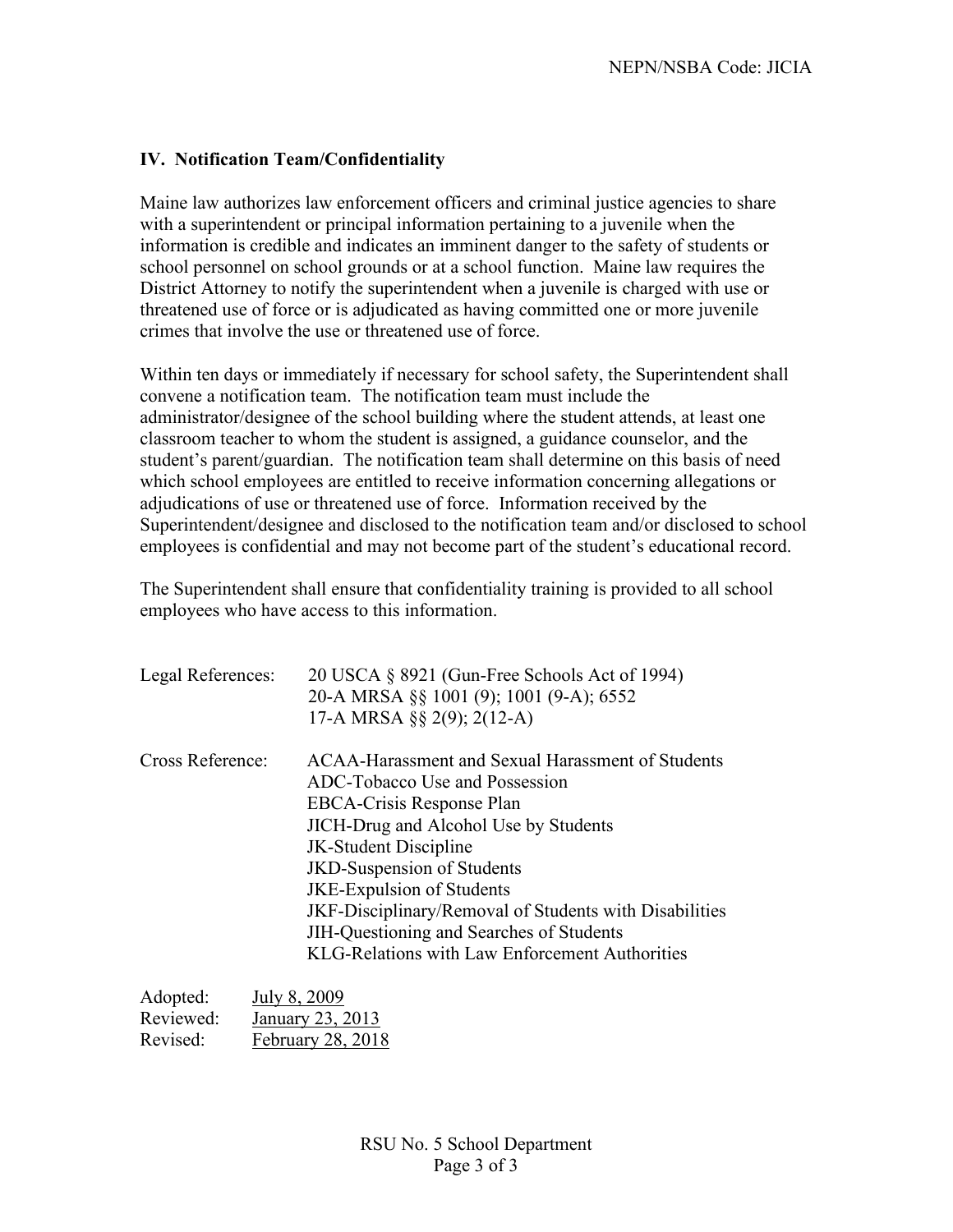### IV. Notification Team/Confidentiality

Maine law authorizes law enforcement officers and criminal justice agencies to share with a superintendent or principal information pertaining to a juvenile when the information is credible and indicates an imminent danger to the safety of students or school personnel on school grounds or at a school function. Maine law requires the District Attorney to notify the superintendent when a juvenile is charged with use or threatened use of force or is adjudicated as having committed one or more juvenile crimes that involve the use or threatened use of force.

Within ten days or immediately if necessary for school safety, the Superintendent shall convene a notification team. The notification team must include the administrator/designee of the school building where the student attends, at least one classroom teacher to whom the student is assigned, a guidance counselor, and the student's parent/guardian. The notification team shall determine on this basis of need which school employees are entitled to receive information concerning allegations or adjudications of use or threatened use of force. Information received by the Superintendent/designee and disclosed to the notification team and/or disclosed to school employees is confidential and may not become part of the student's educational record.

The Superintendent shall ensure that confidentiality training is provided to all school employees who have access to this information.

Legal References:
- 20 USCA § 8921 (Gun-Free Schools Act of 1994)
- 20-A MRSA §§ 1001 (9); 1001 (9-A); 6552
- 17-A MRSA §§ 2(9); 2(12-A)

Cross Reference:
- ACAA-Harassment and Sexual Harassment of Students
- ADC-Tobacco Use and Possession
- EBCA-Crisis Response Plan
- JICH-Drug and Alcohol Use by Students
- JK-Student Discipline
- JKD-Suspension of Students
- JKE-Expulsion of Students
- JKF-Disciplinary/Removal of Students with Disabilities
- JIH-Questioning and Searches of Students
- KLG-Relations with Law Enforcement Authorities

Adopted: July 8, 2009
Reviewed: January 23, 2013
Revised: February 28, 2018